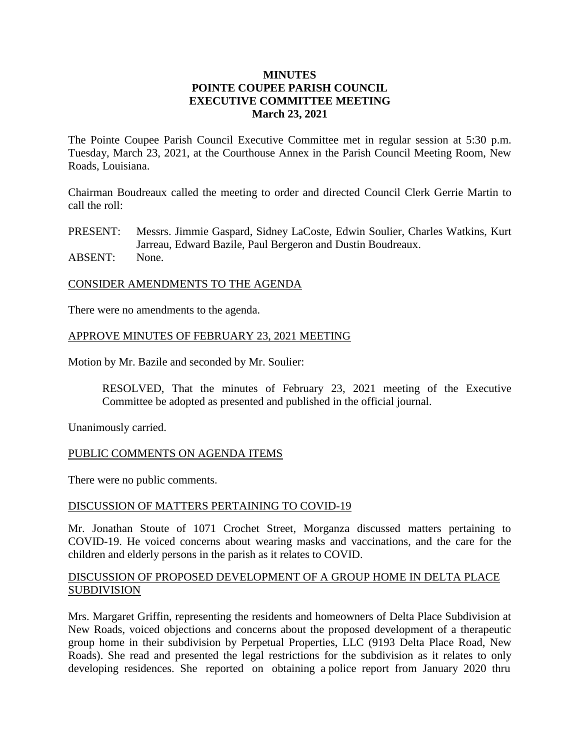**MINUTES**
**POINTE COUPEE PARISH COUNCIL**
**EXECUTIVE COMMITTEE MEETING**
**March 23, 2021**

The Pointe Coupee Parish Council Executive Committee met in regular session at 5:30 p.m. Tuesday, March 23, 2021, at the Courthouse Annex in the Parish Council Meeting Room, New Roads, Louisiana.

Chairman Boudreaux called the meeting to order and directed Council Clerk Gerrie Martin to call the roll:

PRESENT: Messrs. Jimmie Gaspard, Sidney LaCoste, Edwin Soulier, Charles Watkins, Kurt Jarreau, Edward Bazile, Paul Bergeron and Dustin Boudreaux.
ABSENT: None.

<u>CONSIDER AMENDMENTS TO THE AGENDA</u>

There were no amendments to the agenda.

<u>APPROVE MINUTES OF FEBRUARY 23, 2021 MEETING</u>

Motion by Mr. Bazile and seconded by Mr. Soulier:

> RESOLVED, That the minutes of February 23, 2021 meeting of the Executive Committee be adopted as presented and published in the official journal.

Unanimously carried.

<u>PUBLIC COMMENTS ON AGENDA ITEMS</u>

There were no public comments.

<u>DISCUSSION OF MATTERS PERTAINING TO COVID-19</u>

Mr. Jonathan Stoute of 1071 Crochet Street, Morganza discussed matters pertaining to COVID-19. He voiced concerns about wearing masks and vaccinations, and the care for the children and elderly persons in the parish as it relates to COVID.

<u>DISCUSSION OF PROPOSED DEVELOPMENT OF A GROUP HOME IN DELTA PLACE SUBDIVISION</u>

Mrs. Margaret Griffin, representing the residents and homeowners of Delta Place Subdivision at New Roads, voiced objections and concerns about the proposed development of a therapeutic group home in their subdivision by Perpetual Properties, LLC (9193 Delta Place Road, New Roads). She read and presented the legal restrictions for the subdivision as it relates to only developing residences. She reported on obtaining a police report from January 2020 thru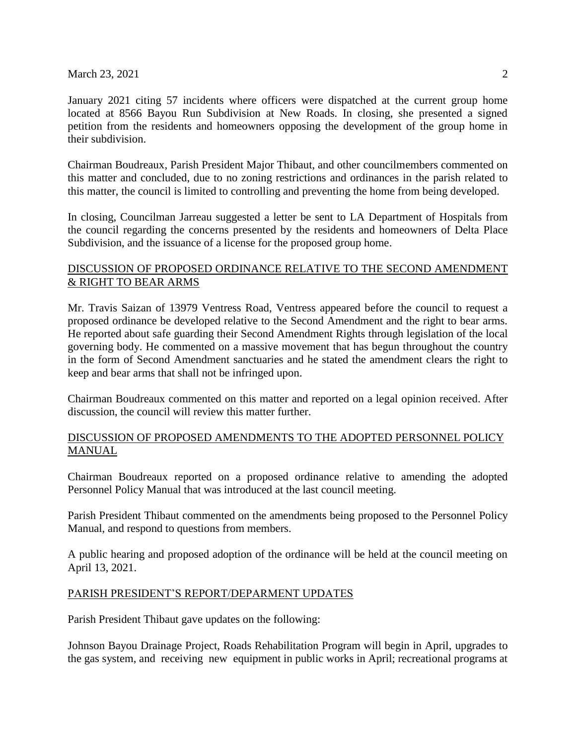January 2021 citing 57 incidents where officers were dispatched at the current group home located at 8566 Bayou Run Subdivision at New Roads. In closing, she presented a signed petition from the residents and homeowners opposing the development of the group home in their subdivision.

Chairman Boudreaux, Parish President Major Thibaut, and other councilmembers commented on this matter and concluded, due to no zoning restrictions and ordinances in the parish related to this matter, the council is limited to controlling and preventing the home from being developed.

In closing, Councilman Jarreau suggested a letter be sent to LA Department of Hospitals from the council regarding the concerns presented by the residents and homeowners of Delta Place Subdivision, and the issuance of a license for the proposed group home.

## DISCUSSION OF PROPOSED ORDINANCE RELATIVE TO THE SECOND AMENDMENT & RIGHT TO BEAR ARMS

Mr. Travis Saizan of 13979 Ventress Road, Ventress appeared before the council to request a proposed ordinance be developed relative to the Second Amendment and the right to bear arms. He reported about safe guarding their Second Amendment Rights through legislation of the local governing body. He commented on a massive movement that has begun throughout the country in the form of Second Amendment sanctuaries and he stated the amendment clears the right to keep and bear arms that shall not be infringed upon.

Chairman Boudreaux commented on this matter and reported on a legal opinion received. After discussion, the council will review this matter further.

## DISCUSSION OF PROPOSED AMENDMENTS TO THE ADOPTED PERSONNEL POLICY MANUAL

Chairman Boudreaux reported on a proposed ordinance relative to amending the adopted Personnel Policy Manual that was introduced at the last council meeting.

Parish President Thibaut commented on the amendments being proposed to the Personnel Policy Manual, and respond to questions from members.

A public hearing and proposed adoption of the ordinance will be held at the council meeting on April 13, 2021.

## PARISH PRESIDENT'S REPORT/DEPARMENT UPDATES

Parish President Thibaut gave updates on the following:

Johnson Bayou Drainage Project, Roads Rehabilitation Program will begin in April, upgrades to the gas system, and receiving new equipment in public works in April; recreational programs at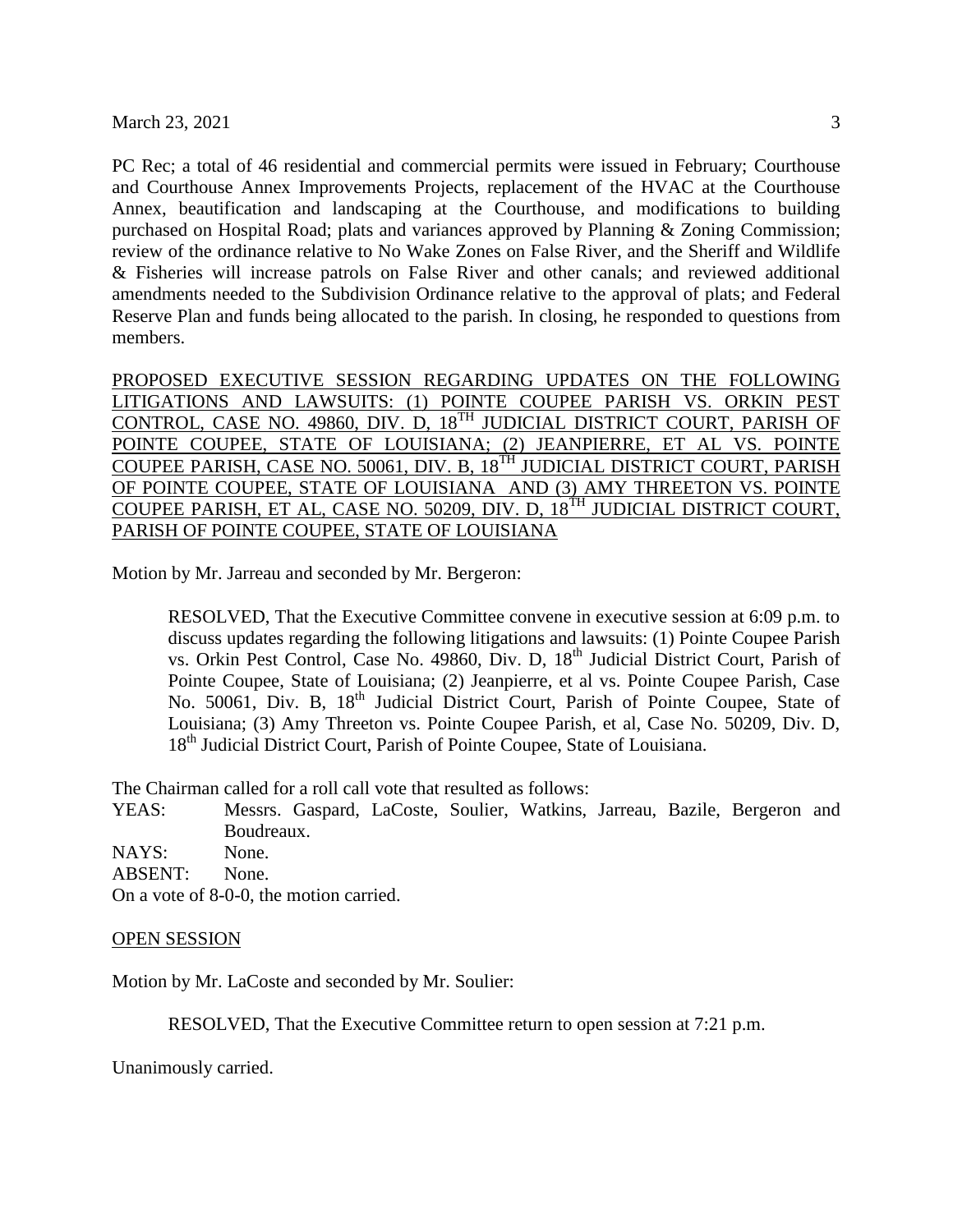PC Rec; a total of 46 residential and commercial permits were issued in February; Courthouse and Courthouse Annex Improvements Projects, replacement of the HVAC at the Courthouse Annex, beautification and landscaping at the Courthouse, and modifications to building purchased on Hospital Road; plats and variances approved by Planning & Zoning Commission; review of the ordinance relative to No Wake Zones on False River, and the Sheriff and Wildlife & Fisheries will increase patrols on False River and other canals; and reviewed additional amendments needed to the Subdivision Ordinance relative to the approval of plats; and Federal Reserve Plan and funds being allocated to the parish. In closing, he responded to questions from members.

PROPOSED EXECUTIVE SESSION REGARDING UPDATES ON THE FOLLOWING LITIGATIONS AND LAWSUITS: (1) POINTE COUPEE PARISH VS. ORKIN PEST CONTROL, CASE NO. 49860, DIV. D, 18TH JUDICIAL DISTRICT COURT, PARISH OF POINTE COUPEE, STATE OF LOUISIANA; (2) JEANPIERRE, ET AL VS. POINTE COUPEE PARISH, CASE NO. 50061, DIV. B, 18TH JUDICIAL DISTRICT COURT, PARISH OF POINTE COUPEE, STATE OF LOUISIANA AND (3) AMY THREETON VS. POINTE COUPEE PARISH, ET AL, CASE NO. 50209, DIV. D, 18TH JUDICIAL DISTRICT COURT, PARISH OF POINTE COUPEE, STATE OF LOUISIANA

Motion by Mr. Jarreau and seconded by Mr. Bergeron:

> RESOLVED, That the Executive Committee convene in executive session at 6:09 p.m. to discuss updates regarding the following litigations and lawsuits: (1) Pointe Coupee Parish vs. Orkin Pest Control, Case No. 49860, Div. D, 18th Judicial District Court, Parish of Pointe Coupee, State of Louisiana; (2) Jeanpierre, et al vs. Pointe Coupee Parish, Case No. 50061, Div. B, 18th Judicial District Court, Parish of Pointe Coupee, State of Louisiana; (3) Amy Threeton vs. Pointe Coupee Parish, et al, Case No. 50209, Div. D, 18th Judicial District Court, Parish of Pointe Coupee, State of Louisiana.

The Chairman called for a roll call vote that resulted as follows:

YEAS: Messrs. Gaspard, LaCoste, Soulier, Watkins, Jarreau, Bazile, Bergeron and Boudreaux.
NAYS: None.
ABSENT: None.
On a vote of 8-0-0, the motion carried.

OPEN SESSION

Motion by Mr. LaCoste and seconded by Mr. Soulier:

> RESOLVED, That the Executive Committee return to open session at 7:21 p.m.

Unanimously carried.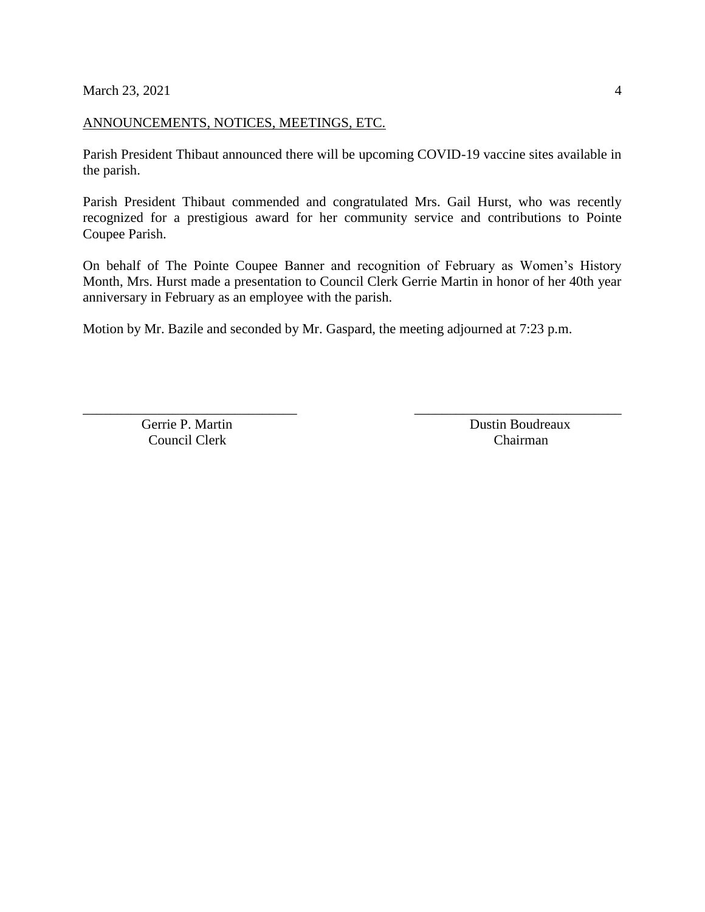March 23, 2021

ANNOUNCEMENTS, NOTICES, MEETINGS, ETC.

Parish President Thibaut announced there will be upcoming COVID-19 vaccine sites available in the parish.

Parish President Thibaut commended and congratulated Mrs. Gail Hurst, who was recently recognized for a prestigious award for her community service and contributions to Pointe Coupee Parish.

On behalf of The Pointe Coupee Banner and recognition of February as Women's History Month, Mrs. Hurst made a presentation to Council Clerk Gerrie Martin in honor of her 40th year anniversary in February as an employee with the parish.

Motion by Mr. Bazile and seconded by Mr. Gaspard, the meeting adjourned at 7:23 p.m.

| | |
|---|---|
| ______________________________ | ______________________________ |
| Gerrie P. Martin | Dustin Boudreaux |
| Council Clerk | Chairman |